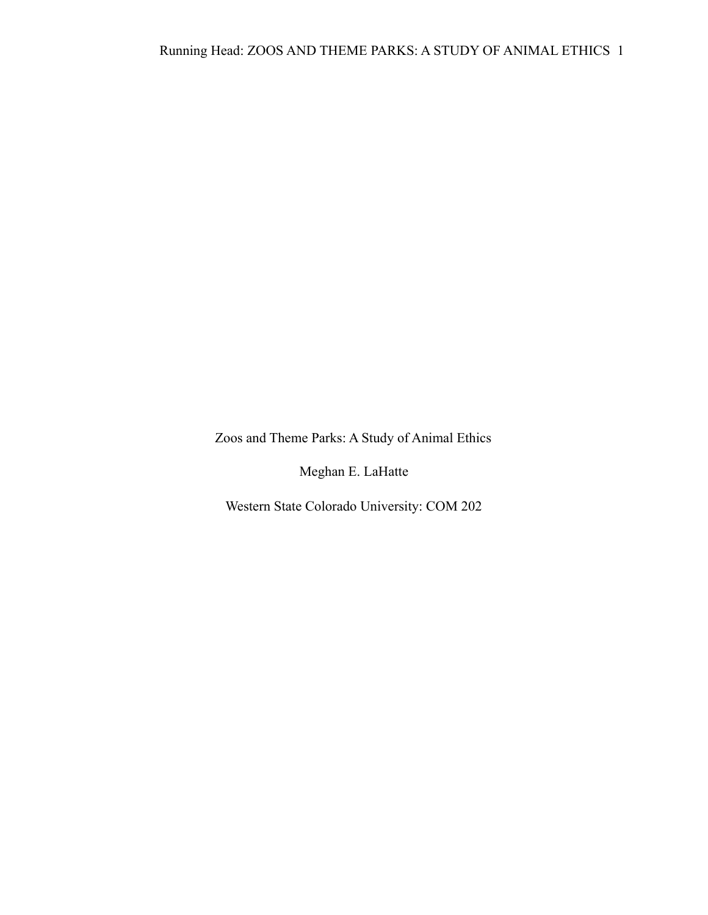# Zoos and Theme Parks: A Study of Animal Ethics

Meghan E. LaHatte

Western State Colorado University: COM 202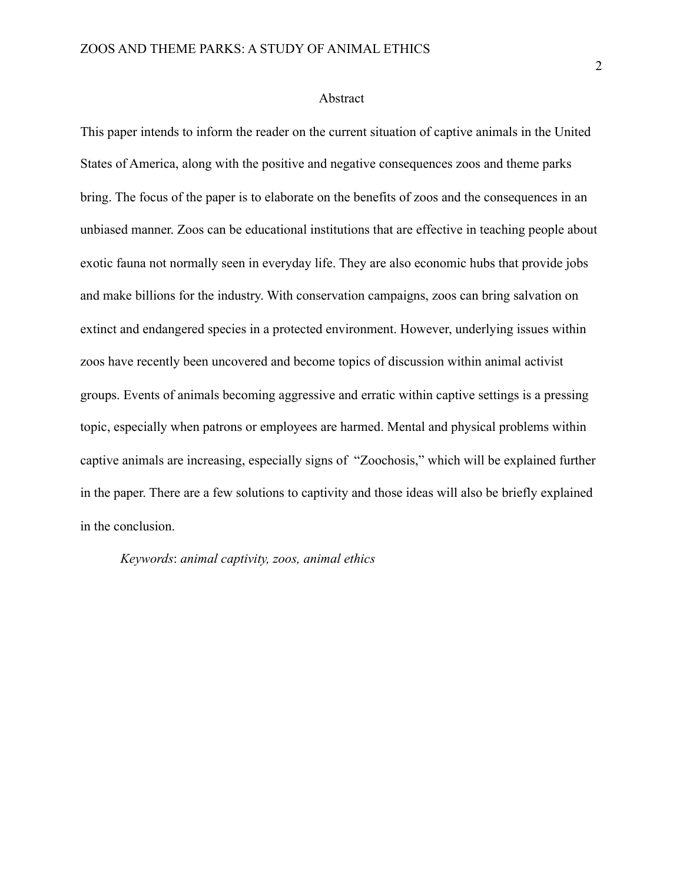# Abstract

This paper intends to inform the reader on the current situation of captive animals in the United States of America, along with the positive and negative consequences zoos and theme parks bring. The focus of the paper is to elaborate on the benefits of zoos and the consequences in an unbiased manner. Zoos can be educational institutions that are effective in teaching people about exotic fauna not normally seen in everyday life. They are also economic hubs that provide jobs and make billions for the industry. With conservation campaigns, zoos can bring salvation on extinct and endangered species in a protected environment. However, underlying issues within zoos have recently been uncovered and become topics of discussion within animal activist groups. Events of animals becoming aggressive and erratic within captive settings is a pressing topic, especially when patrons or employees are harmed. Mental and physical problems within captive animals are increasing, especially signs of "Zoochosis," which will be explained further in the paper. There are a few solutions to captivity and those ideas will also be briefly explained in the conclusion.

*Keywords*: *animal captivity, zoos, animal ethics*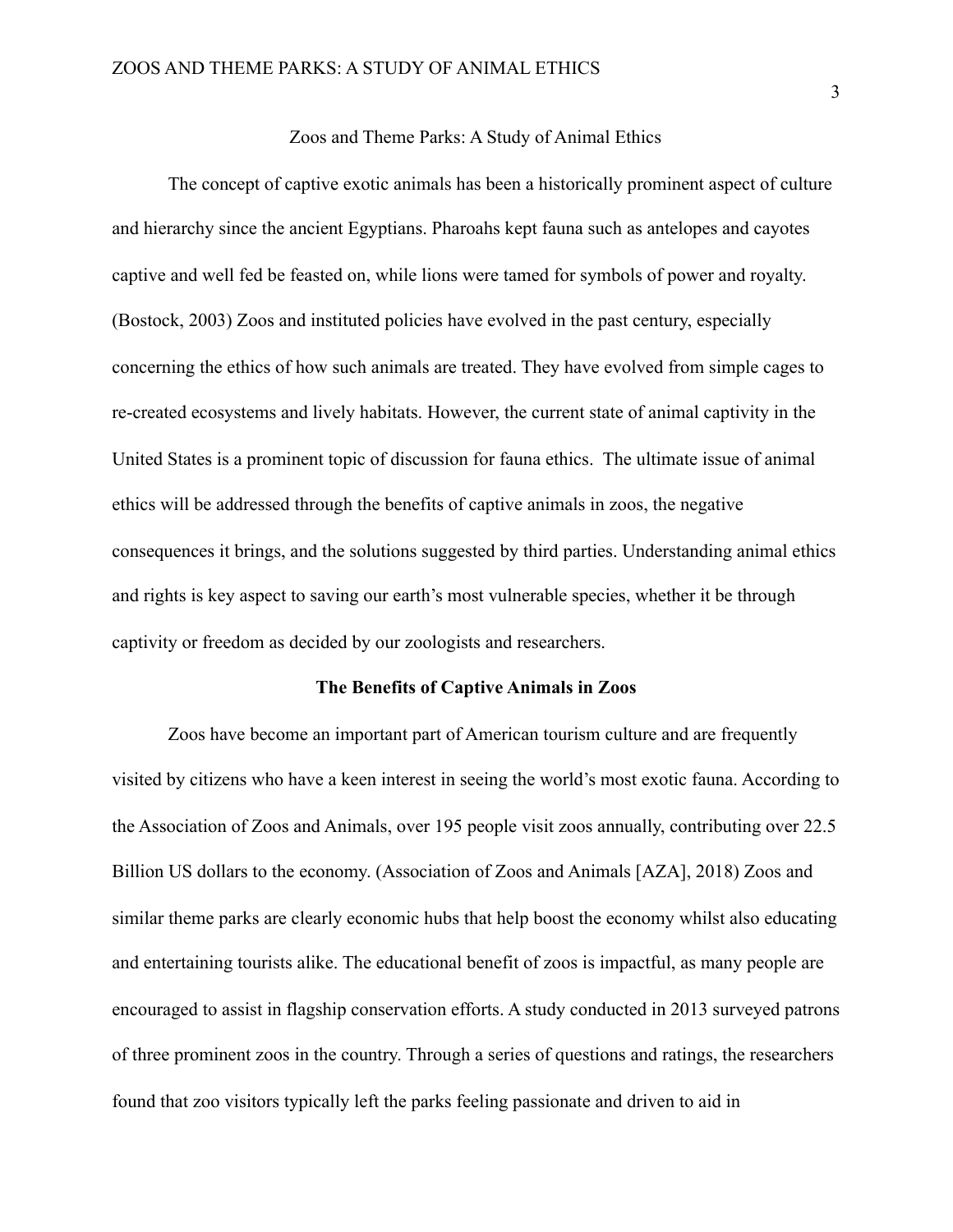## Zoos and Theme Parks: A Study of Animal Ethics

The concept of captive exotic animals has been a historically prominent aspect of culture and hierarchy since the ancient Egyptians. Pharoahs kept fauna such as antelopes and cayotes captive and well fed be feasted on, while lions were tamed for symbols of power and royalty. (Bostock, 2003) Zoos and instituted policies have evolved in the past century, especially concerning the ethics of how such animals are treated. They have evolved from simple cages to re-created ecosystems and lively habitats. However, the current state of animal captivity in the United States is a prominent topic of discussion for fauna ethics.  The ultimate issue of animal ethics will be addressed through the benefits of captive animals in zoos, the negative consequences it brings, and the solutions suggested by third parties. Understanding animal ethics and rights is key aspect to saving our earth's most vulnerable species, whether it be through captivity or freedom as decided by our zoologists and researchers.

### The Benefits of Captive Animals in Zoos

Zoos have become an important part of American tourism culture and are frequently visited by citizens who have a keen interest in seeing the world's most exotic fauna. According to the Association of Zoos and Animals, over 195 people visit zoos annually, contributing over 22.5 Billion US dollars to the economy. (Association of Zoos and Animals [AZA], 2018) Zoos and similar theme parks are clearly economic hubs that help boost the economy whilst also educating and entertaining tourists alike. The educational benefit of zoos is impactful, as many people are encouraged to assist in flagship conservation efforts. A study conducted in 2013 surveyed patrons of three prominent zoos in the country. Through a series of questions and ratings, the researchers found that zoo visitors typically left the parks feeling passionate and driven to aid in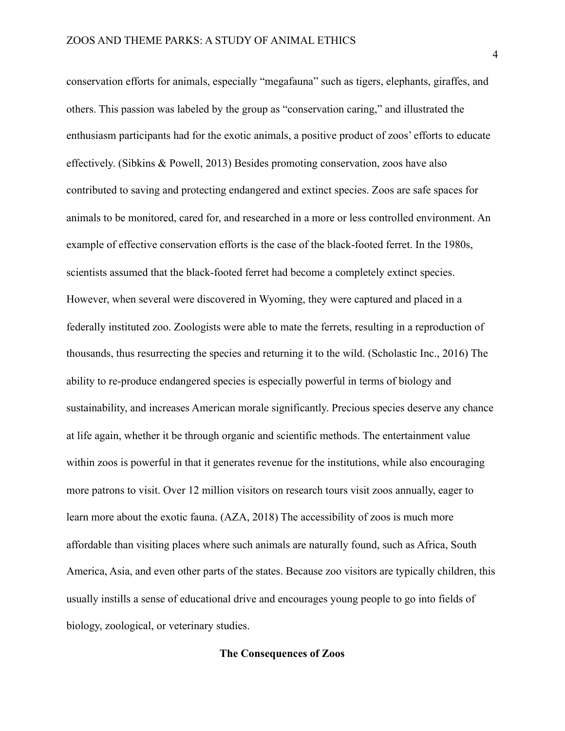conservation efforts for animals, especially "megafauna" such as tigers, elephants, giraffes, and others. This passion was labeled by the group as "conservation caring," and illustrated the enthusiasm participants had for the exotic animals, a positive product of zoos' efforts to educate effectively. (Sibkins & Powell, 2013) Besides promoting conservation, zoos have also contributed to saving and protecting endangered and extinct species. Zoos are safe spaces for animals to be monitored, cared for, and researched in a more or less controlled environment. An example of effective conservation efforts is the case of the black-footed ferret. In the 1980s, scientists assumed that the black-footed ferret had become a completely extinct species. However, when several were discovered in Wyoming, they were captured and placed in a federally instituted zoo. Zoologists were able to mate the ferrets, resulting in a reproduction of thousands, thus resurrecting the species and returning it to the wild. (Scholastic Inc., 2016) The ability to re-produce endangered species is especially powerful in terms of biology and sustainability, and increases American morale significantly. Precious species deserve any chance at life again, whether it be through organic and scientific methods. The entertainment value within zoos is powerful in that it generates revenue for the institutions, while also encouraging more patrons to visit. Over 12 million visitors on research tours visit zoos annually, eager to learn more about the exotic fauna. (AZA, 2018) The accessibility of zoos is much more affordable than visiting places where such animals are naturally found, such as Africa, South America, Asia, and even other parts of the states. Because zoo visitors are typically children, this usually instills a sense of educational drive and encourages young people to go into fields of biology, zoological, or veterinary studies.

## The Consequences of Zoos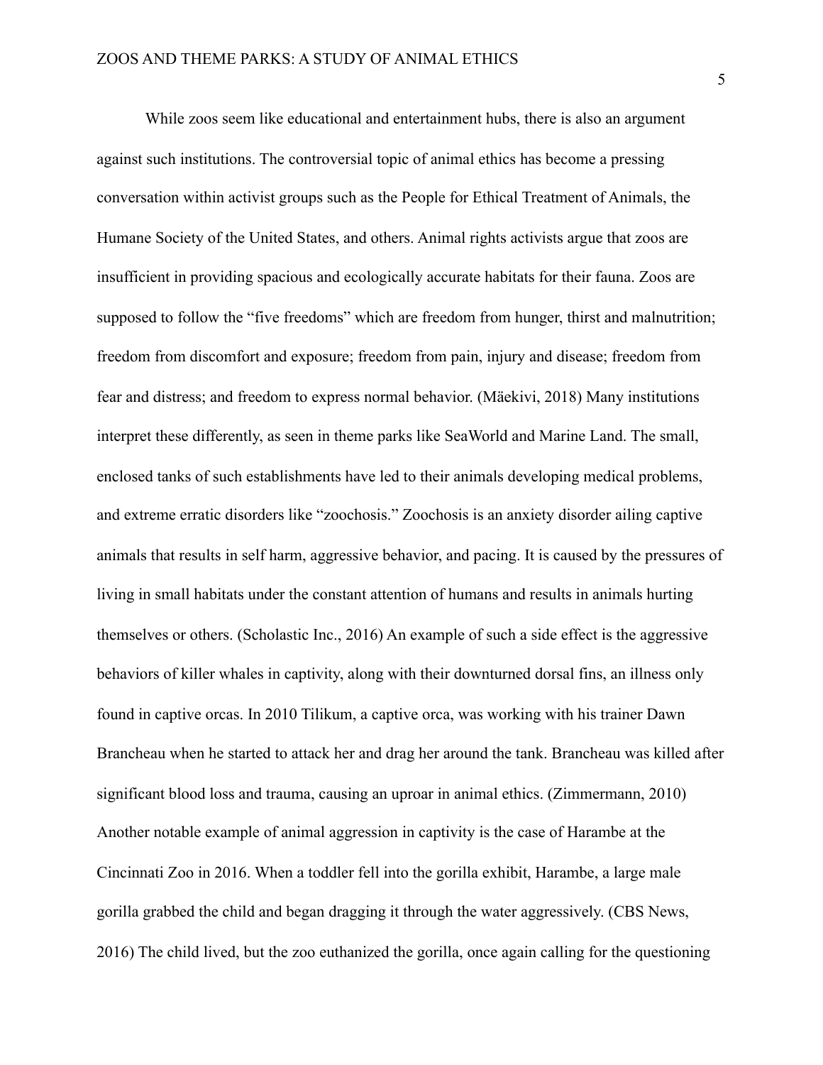While zoos seem like educational and entertainment hubs, there is also an argument against such institutions. The controversial topic of animal ethics has become a pressing conversation within activist groups such as the People for Ethical Treatment of Animals, the Humane Society of the United States, and others. Animal rights activists argue that zoos are insufficient in providing spacious and ecologically accurate habitats for their fauna. Zoos are supposed to follow the "five freedoms" which are freedom from hunger, thirst and malnutrition; freedom from discomfort and exposure; freedom from pain, injury and disease; freedom from fear and distress; and freedom to express normal behavior. (Mäekivi, 2018) Many institutions interpret these differently, as seen in theme parks like SeaWorld and Marine Land. The small, enclosed tanks of such establishments have led to their animals developing medical problems, and extreme erratic disorders like "zoochosis." Zoochosis is an anxiety disorder ailing captive animals that results in self harm, aggressive behavior, and pacing. It is caused by the pressures of living in small habitats under the constant attention of humans and results in animals hurting themselves or others. (Scholastic Inc., 2016) An example of such a side effect is the aggressive behaviors of killer whales in captivity, along with their downturned dorsal fins, an illness only found in captive orcas. In 2010 Tilikum, a captive orca, was working with his trainer Dawn Brancheau when he started to attack her and drag her around the tank. Brancheau was killed after significant blood loss and trauma, causing an uproar in animal ethics. (Zimmermann, 2010) Another notable example of animal aggression in captivity is the case of Harambe at the Cincinnati Zoo in 2016. When a toddler fell into the gorilla exhibit, Harambe, a large male gorilla grabbed the child and began dragging it through the water aggressively. (CBS News, 2016) The child lived, but the zoo euthanized the gorilla, once again calling for the questioning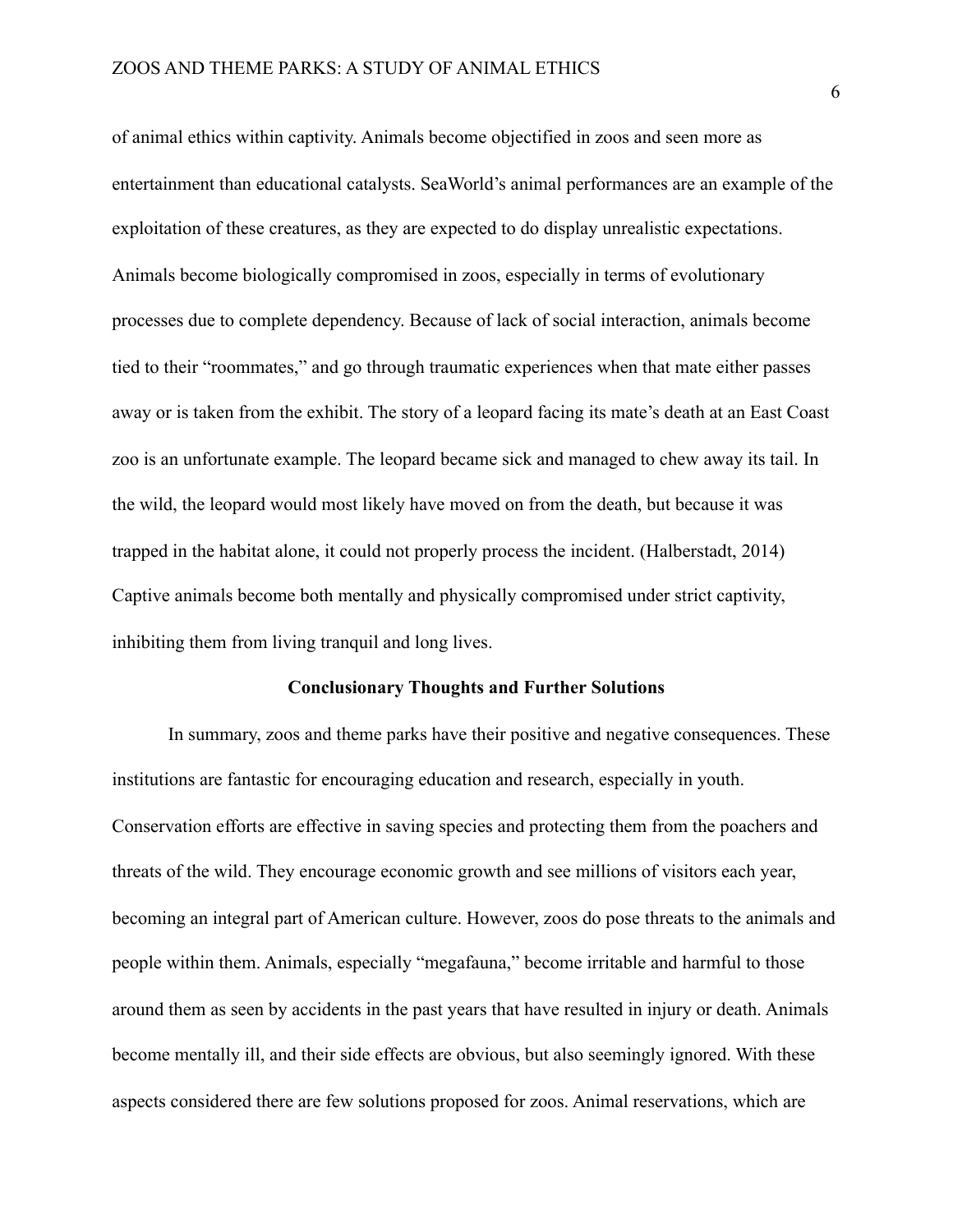of animal ethics within captivity. Animals become objectified in zoos and seen more as entertainment than educational catalysts. SeaWorld's animal performances are an example of the exploitation of these creatures, as they are expected to do display unrealistic expectations. Animals become biologically compromised in zoos, especially in terms of evolutionary processes due to complete dependency. Because of lack of social interaction, animals become tied to their "roommates," and go through traumatic experiences when that mate either passes away or is taken from the exhibit. The story of a leopard facing its mate's death at an East Coast zoo is an unfortunate example. The leopard became sick and managed to chew away its tail. In the wild, the leopard would most likely have moved on from the death, but because it was trapped in the habitat alone, it could not properly process the incident. (Halberstadt, 2014) Captive animals become both mentally and physically compromised under strict captivity, inhibiting them from living tranquil and long lives.

## Conclusionary Thoughts and Further Solutions

In summary, zoos and theme parks have their positive and negative consequences. These institutions are fantastic for encouraging education and research, especially in youth. Conservation efforts are effective in saving species and protecting them from the poachers and threats of the wild. They encourage economic growth and see millions of visitors each year, becoming an integral part of American culture. However, zoos do pose threats to the animals and people within them. Animals, especially "megafauna," become irritable and harmful to those around them as seen by accidents in the past years that have resulted in injury or death. Animals become mentally ill, and their side effects are obvious, but also seemingly ignored. With these aspects considered there are few solutions proposed for zoos. Animal reservations, which are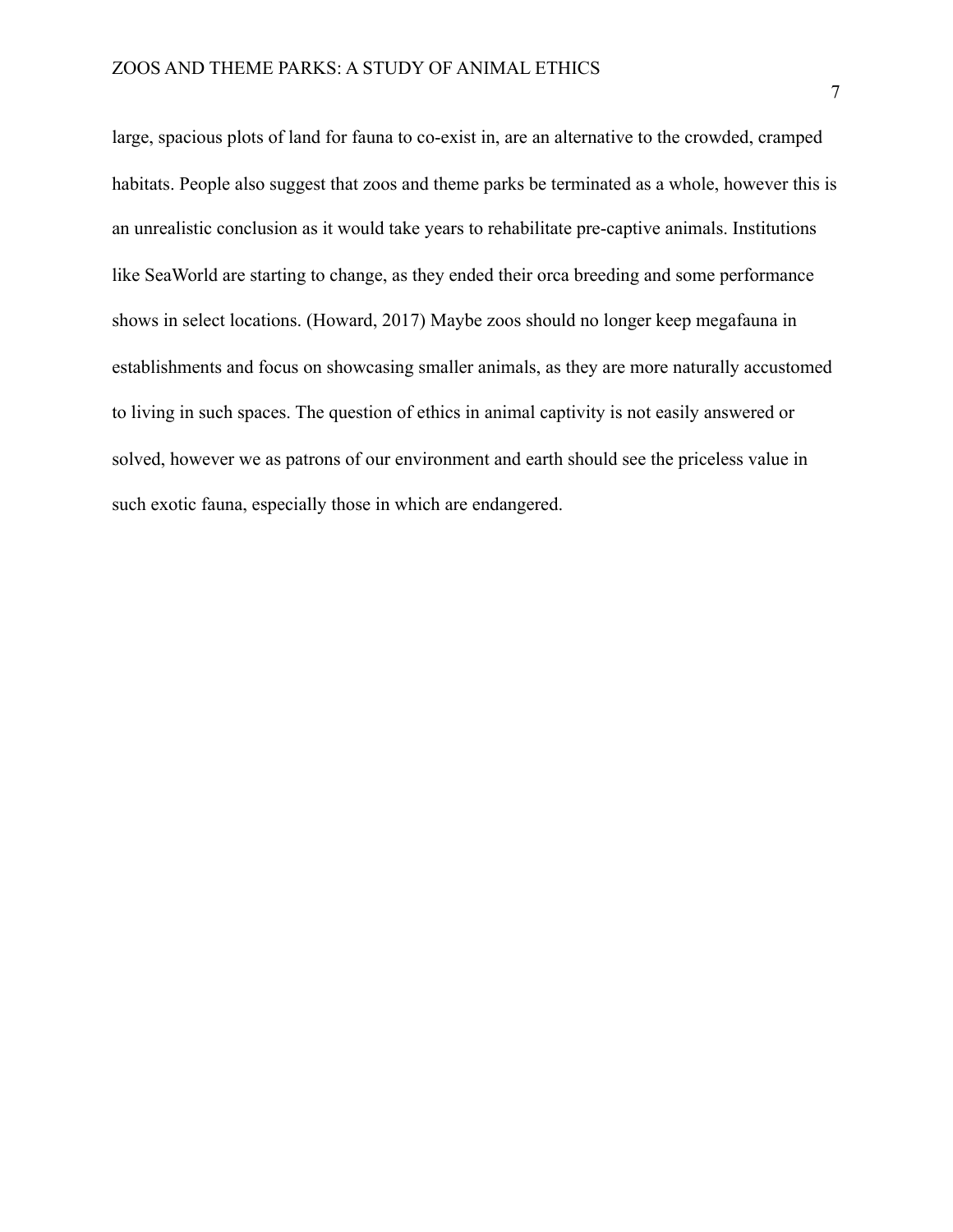large, spacious plots of land for fauna to co-exist in, are an alternative to the crowded, cramped habitats. People also suggest that zoos and theme parks be terminated as a whole, however this is an unrealistic conclusion as it would take years to rehabilitate pre-captive animals. Institutions like SeaWorld are starting to change, as they ended their orca breeding and some performance shows in select locations. (Howard, 2017) Maybe zoos should no longer keep megafauna in establishments and focus on showcasing smaller animals, as they are more naturally accustomed to living in such spaces. The question of ethics in animal captivity is not easily answered or solved, however we as patrons of our environment and earth should see the priceless value in such exotic fauna, especially those in which are endangered.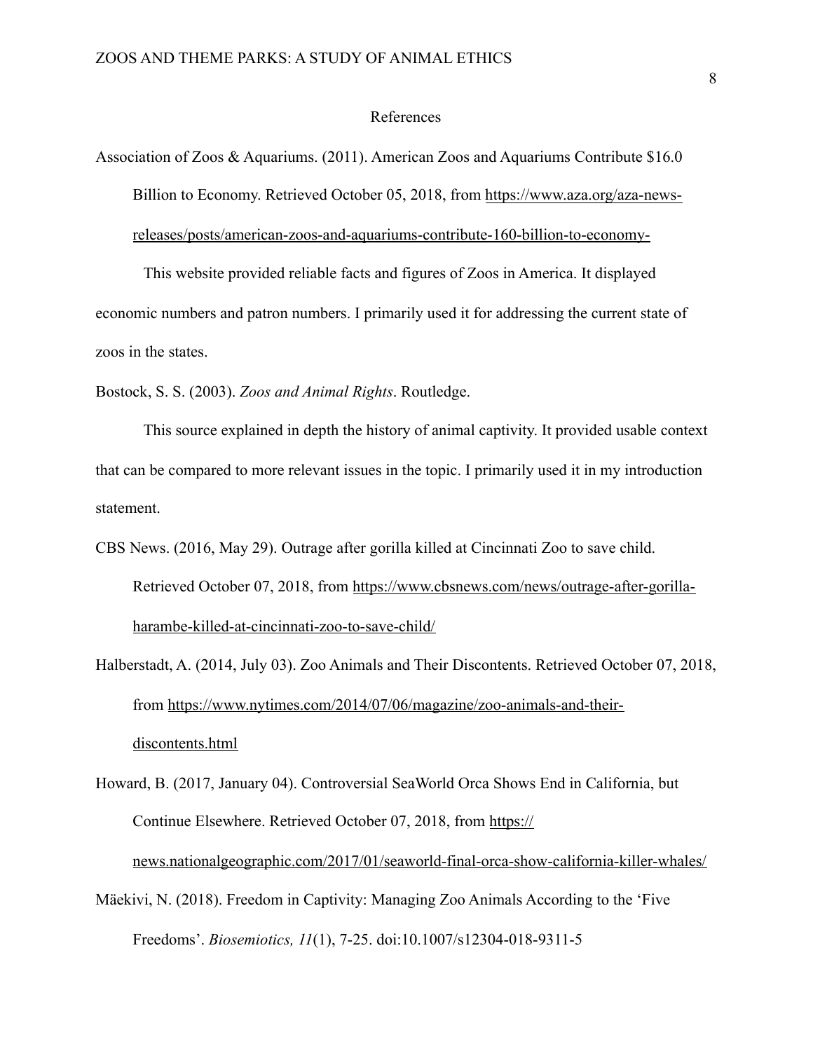# References

Association of Zoos & Aquariums. (2011). American Zoos and Aquariums Contribute $16.0 Billion to Economy. Retrieved October 05, 2018, from https://www.aza.org/aza-news-releases/posts/american-zoos-and-aquariums-contribute-160-billion-to-economy-

This website provided reliable facts and figures of Zoos in America. It displayed economic numbers and patron numbers. I primarily used it for addressing the current state of zoos in the states.

Bostock, S. S. (2003). *Zoos and Animal Rights*. Routledge.

This source explained in depth the history of animal captivity. It provided usable context that can be compared to more relevant issues in the topic. I primarily used it in my introduction statement.

CBS News. (2016, May 29). Outrage after gorilla killed at Cincinnati Zoo to save child. Retrieved October 07, 2018, from https://www.cbsnews.com/news/outrage-after-gorilla-harambe-killed-at-cincinnati-zoo-to-save-child/

Halberstadt, A. (2014, July 03). Zoo Animals and Their Discontents. Retrieved October 07, 2018, from https://www.nytimes.com/2014/07/06/magazine/zoo-animals-and-their-discontents.html

Howard, B. (2017, January 04). Controversial SeaWorld Orca Shows End in California, but Continue Elsewhere. Retrieved October 07, 2018, from https://news.nationalgeographic.com/2017/01/seaworld-final-orca-show-california-killer-whales/

Mäekivi, N. (2018). Freedom in Captivity: Managing Zoo Animals According to the 'Five Freedoms'. *Biosemiotics, 11*(1), 7-25. doi:10.1007/s12304-018-9311-5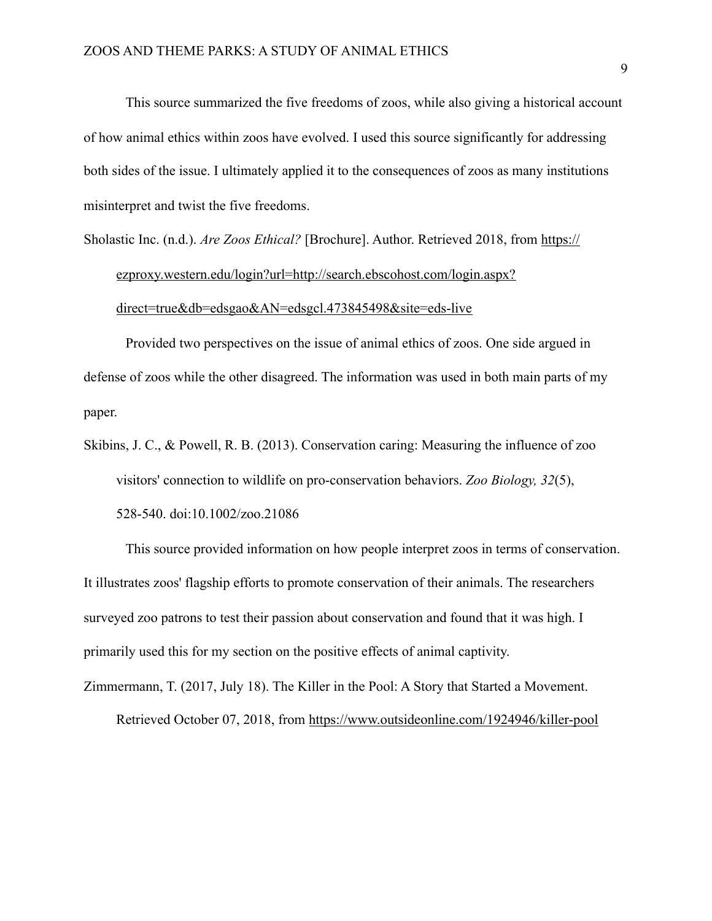This source summarized the five freedoms of zoos, while also giving a historical account of how animal ethics within zoos have evolved. I used this source significantly for addressing both sides of the issue. I ultimately applied it to the consequences of zoos as many institutions misinterpret and twist the five freedoms.

Sholastic Inc. (n.d.). *Are Zoos Ethical?* [Brochure]. Author. Retrieved 2018, from https://ezproxy.western.edu/login?url=http://search.ebscohost.com/login.aspx?direct=true&db=edsgao&AN=edsgcl.473845498&site=eds-live

Provided two perspectives on the issue of animal ethics of zoos. One side argued in defense of zoos while the other disagreed. The information was used in both main parts of my paper.

Skibins, J. C., & Powell, R. B. (2013). Conservation caring: Measuring the influence of zoo visitors' connection to wildlife on pro-conservation behaviors. *Zoo Biology, 32*(5), 528-540. doi:10.1002/zoo.21086

This source provided information on how people interpret zoos in terms of conservation. It illustrates zoos' flagship efforts to promote conservation of their animals. The researchers surveyed zoo patrons to test their passion about conservation and found that it was high. I primarily used this for my section on the positive effects of animal captivity.

Zimmermann, T. (2017, July 18). The Killer in the Pool: A Story that Started a Movement. Retrieved October 07, 2018, from https://www.outsideonline.com/1924946/killer-pool